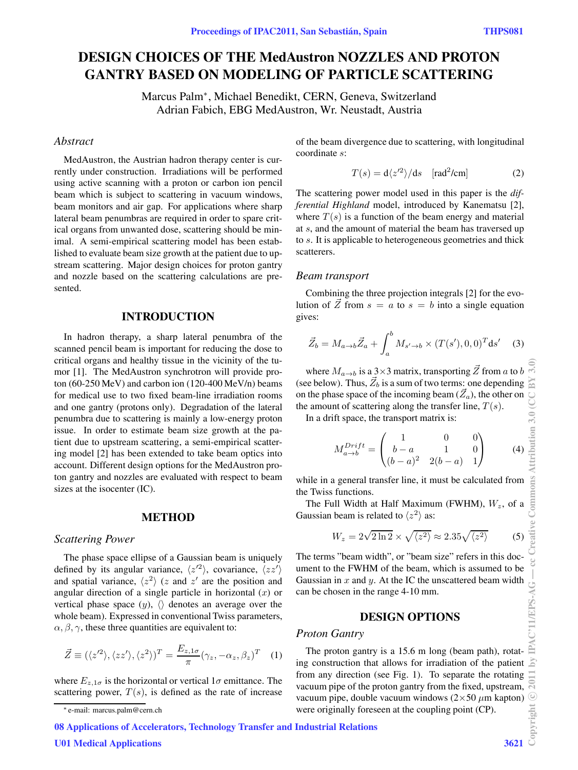# DESIGN CHOICES OF THE MedAustron NOZZLES AND PROTON GANTRY BASED ON MODELING OF PARTICLE SCATTERING

Marcus Palm*, Michael Benedikt, CERN, Geneva, Switzerland
Adrian Fabich, EBG MedAustron, Wr. Neustadt, Austria

## *Abstract*

MedAustron, the Austrian hadron therapy center is currently under construction. Irradiations will be performed using active scanning with a proton or carbon ion pencil beam which is subject to scattering in vacuum windows, beam monitors and air gap. For applications where sharp lateral beam penumbras are required in order to spare critical organs from unwanted dose, scattering should be minimal. A semi-empirical scattering model has been established to evaluate beam size growth at the patient due to upstream scattering. Major design choices for proton gantry and nozzle based on the scattering calculations are presented.

## INTRODUCTION

In hadron therapy, a sharp lateral penumbra of the scanned pencil beam is important for reducing the dose to critical organs and healthy tissue in the vicinity of the tumor [1]. The MedAustron synchrotron will provide proton (60-250 MeV) and carbon ion (120-400 MeV/n) beams for medical use to two fixed beam-line irradiation rooms and one gantry (protons only). Degradation of the lateral penumbra due to scattering is mainly a low-energy proton issue. In order to estimate beam size growth at the patient due to upstream scattering, a semi-empirical scattering model [2] has been extended to take beam optics into account. Different design options for the MedAustron proton gantry and nozzles are evaluated with respect to beam sizes at the isocenter (IC).

## METHOD

### *Scattering Power*

The phase space ellipse of a Gaussian beam is uniquely defined by its angular variance, $\langle z'^2 \rangle$, covariance, $\langle zz' \rangle$ and spatial variance, $\langle z^2 \rangle$ ($z$ and $z'$ are the position and angular direction of a single particle in horizontal ($x$) or vertical phase space ($y$), $\langle\rangle$ denotes an average over the whole beam). Expressed in conventional Twiss parameters, $\alpha, \beta, \gamma$, these three quantities are equivalent to:

$$\vec{Z} \equiv (\langle z'^2 \rangle, \langle zz' \rangle, \langle z^2 \rangle)^T = \frac{E_{z,1\sigma}}{\pi}(\gamma_z, -\alpha_z, \beta_z)^T \quad (1)$$

where $E_{z,1\sigma}$ is the horizontal or vertical $1\sigma$ emittance. The scattering power, $T(s)$, is defined as the rate of increase of the beam divergence due to scattering, with longitudinal coordinate $s$:

$$T(s) = \mathrm{d}\langle z'^2 \rangle / \mathrm{d}s \quad [\mathrm{rad}^2/\mathrm{cm}] \quad (2)$$

The scattering power model used in this paper is the *differential Highland* model, introduced by Kanematsu [2], where $T(s)$ is a function of the beam energy and material at $s$, and the amount of material the beam has traversed up to $s$. It is applicable to heterogeneous geometries and thick scatterers.

### *Beam transport*

Combining the three projection integrals [2] for the evolution of $\vec{Z}$ from $s = a$ to $s = b$ into a single equation gives:

$$\vec{Z}_b = M_{a \to b} \vec{Z}_a + \int_a^b M_{s' \to b} \times (T(s'), 0, 0)^T \mathrm{d}s' \quad (3)$$

where $M_{a \to b}$ is a 3×3 matrix, transporting $\vec{Z}$ from $a$ to $b$ (see below). Thus, $\vec{Z}_b$ is a sum of two terms: one depending on the phase space of the incoming beam ($\vec{Z}_a$), the other on the amount of scattering along the transfer line, $T(s)$.

In a drift space, the transport matrix is:

$$M_{a \to b}^{Drift} = \begin{pmatrix} 1 & 0 & 0 \\ b-a & 1 & 0 \\ (b-a)^2 & 2(b-a) & 1 \end{pmatrix} \quad (4)$$

while in a general transfer line, it must be calculated from the Twiss functions.

The Full Width at Half Maximum (FWHM), $W_z$, of a Gaussian beam is related to $\langle z^2 \rangle$ as:

$$W_z = 2\sqrt{2 \ln 2} \times \sqrt{\langle z^2 \rangle} \approx 2.35\sqrt{\langle z^2 \rangle} \quad (5)$$

The terms "beam width", or "beam size" refers in this document to the FWHM of the beam, which is assumed to be Gaussian in $x$ and $y$. At the IC the unscattered beam width can be chosen in the range 4-10 mm.

## DESIGN OPTIONS

### *Proton Gantry*

The proton gantry is a 15.6 m long (beam path), rotating construction that allows for irradiation of the patient from any direction (see Fig. 1). To separate the rotating vacuum pipe of the proton gantry from the fixed, upstream, vacuum pipe, double vacuum windows (2×50 $\mu$m kapton) were originally foreseen at the coupling point (CP).

* e-mail: marcus.palm@cern.ch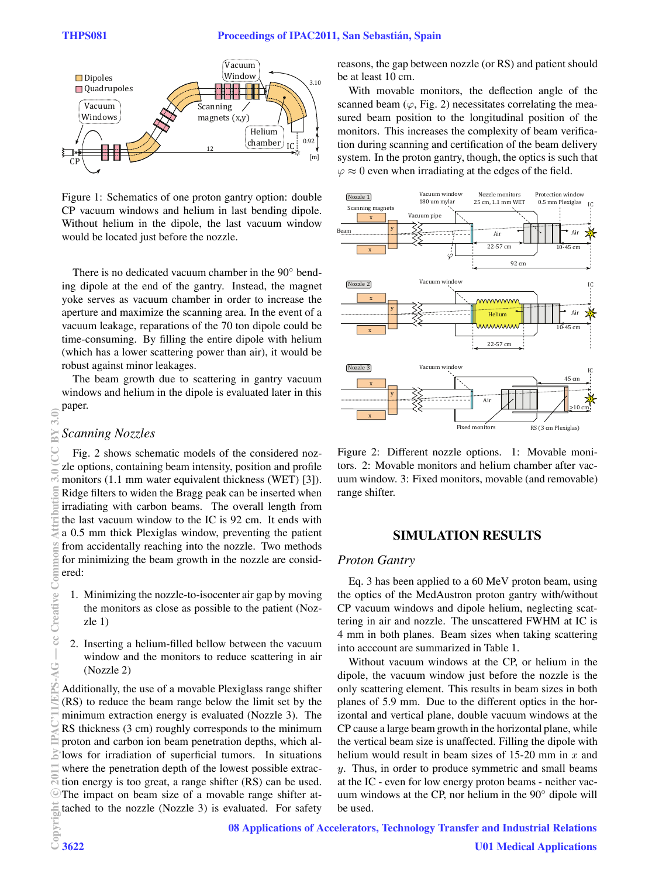Figure 1: Schematics of one proton gantry option: double CP vacuum windows and helium in last bending dipole. Without helium in the dipole, the last vacuum window would be located just before the nozzle.

There is no dedicated vacuum chamber in the 90° bending dipole at the end of the gantry. Instead, the magnet yoke serves as vacuum chamber in order to increase the aperture and maximize the scanning area. In the event of a vacuum leakage, reparations of the 70 ton dipole could be time-consuming. By filling the entire dipole with helium (which has a lower scattering power than air), it would be robust against minor leakages.

The beam growth due to scattering in gantry vacuum windows and helium in the dipole is evaluated later in this paper.

### *Scanning Nozzles*

Fig. 2 shows schematic models of the considered nozzle options, containing beam intensity, position and profile monitors (1.1 mm water equivalent thickness (WET) [3]). Ridge filters to widen the Bragg peak can be inserted when irradiating with carbon beams. The overall length from the last vacuum window to the IC is 92 cm. It ends with a 0.5 mm thick Plexiglas window, preventing the patient from accidentally reaching into the nozzle. Two methods for minimizing the beam growth in the nozzle are considered:

1. Minimizing the nozzle-to-isocenter air gap by moving the monitors as close as possible to the patient (Nozzle 1)
2. Inserting a helium-filled bellow between the vacuum window and the monitors to reduce scattering in air (Nozzle 2)

Additionally, the use of a movable Plexiglass range shifter (RS) to reduce the beam range below the limit set by the minimum extraction energy is evaluated (Nozzle 3). The RS thickness (3 cm) roughly corresponds to the minimum proton and carbon ion beam penetration depths, which allows for irradiation of superficial tumors. In situations where the penetration depth of the lowest possible extraction energy is too great, a range shifter (RS) can be used. The impact on beam size of a movable range shifter attached to the nozzle (Nozzle 3) is evaluated. For safety reasons, the gap between nozzle (or RS) and patient should be at least 10 cm.

With movable monitors, the deflection angle of the scanned beam ($\varphi$, Fig. 2) necessitates correlating the measured beam position to the longitudinal position of the monitors. This increases the complexity of beam verification during scanning and certification of the beam delivery system. In the proton gantry, though, the optics is such that $\varphi \approx 0$ even when irradiating at the edges of the field.

Figure 2: Different nozzle options. 1: Movable monitors. 2: Movable monitors and helium chamber after vacuum window. 3: Fixed monitors, movable (and removable) range shifter.

## SIMULATION RESULTS

### *Proton Gantry*

Eq. 3 has been applied to a 60 MeV proton beam, using the optics of the MedAustron proton gantry with/without CP vacuum windows and dipole helium, neglecting scattering in air and nozzle. The unscattered FWHM at IC is 4 mm in both planes. Beam sizes when taking scattering into acccount are summarized in Table 1.

Without vacuum windows at the CP, or helium in the dipole, the vacuum window just before the nozzle is the only scattering element. This results in beam sizes in both planes of 5.9 mm. Due to the different optics in the horizontal and vertical plane, double vacuum windows at the CP cause a large beam growth in the horizontal plane, while the vertical beam size is unaffected. Filling the dipole with helium would result in beam sizes of 15-20 mm in $x$ and $y$. Thus, in order to produce symmetric and small beams at the IC - even for low energy proton beams - neither vacuum windows at the CP, nor helium in the 90° dipole will be used.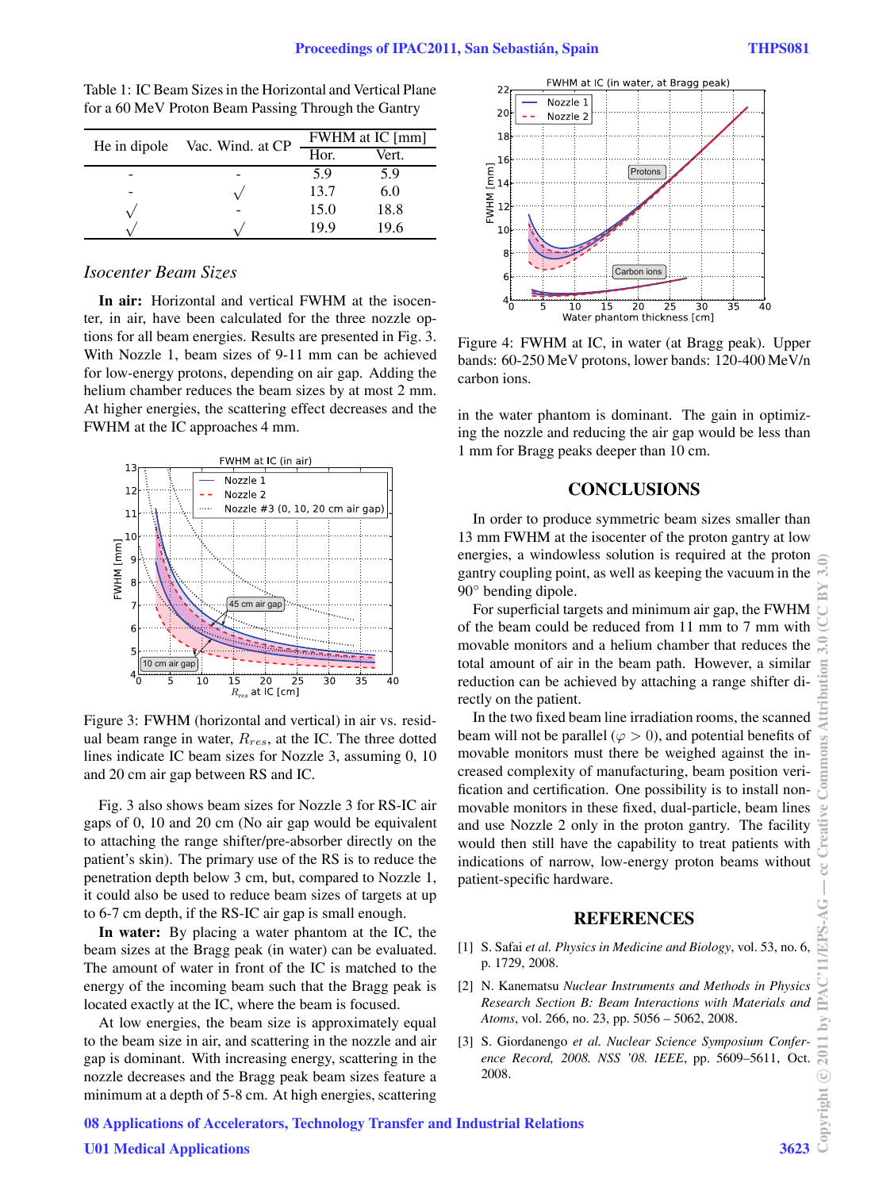Table 1: IC Beam Sizes in the Horizontal and Vertical Plane for a 60 MeV Proton Beam Passing Through the Gantry

| He in dipole | Vac. Wind. at CP | FWHM at IC [mm] | |
|---|---|---|---|
| | | Hor. | Vert. |
| - | - | 5.9 | 5.9 |
| - | √ | 13.7 | 6.0 |
| √ | - | 15.0 | 18.8 |
| √ | √ | 19.9 | 19.6 |

### Isocenter Beam Sizes

**In air:** Horizontal and vertical FWHM at the isocenter, in air, have been calculated for the three nozzle options for all beam energies. Results are presented in Fig. 3. With Nozzle 1, beam sizes of 9-11 mm can be achieved for low-energy protons, depending on air gap. Adding the helium chamber reduces the beam sizes by at most 2 mm. At higher energies, the scattering effect decreases and the FWHM at the IC approaches 4 mm.

FWHM at IC (in air)
Nozzle 1
Nozzle 2
Nozzle #3 (0, 10, 20 cm air gap)
45 cm air gap
10 cm air gap
FWHM [mm]
$R_{res}$ at IC [cm]

Figure 3: FWHM (horizontal and vertical) in air vs. residual beam range in water, $R_{res}$, at the IC. The three dotted lines indicate IC beam sizes for Nozzle 3, assuming 0, 10 and 20 cm air gap between RS and IC.

Fig. 3 also shows beam sizes for Nozzle 3 for RS-IC air gaps of 0, 10 and 20 cm (No air gap would be equivalent to attaching the range shifter/pre-absorber directly on the patient's skin). The primary use of the RS is to reduce the penetration depth below 3 cm, but, compared to Nozzle 1, it could also be used to reduce beam sizes of targets at up to 6-7 cm depth, if the RS-IC air gap is small enough.

**In water:** By placing a water phantom at the IC, the beam sizes at the Bragg peak (in water) can be evaluated. The amount of water in front of the IC is matched to the energy of the incoming beam such that the Bragg peak is located exactly at the IC, where the beam is focused.

At low energies, the beam size is approximately equal to the beam size in air, and scattering in the nozzle and air gap is dominant. With increasing energy, scattering in the nozzle decreases and the Bragg peak beam sizes feature a minimum at a depth of 5-8 cm. At high energies, scattering in the water phantom is dominant. The gain in optimizing the nozzle and reducing the air gap would be less than 1 mm for Bragg peaks deeper than 10 cm.

FWHM at IC (in water, at Bragg peak)
Nozzle 1
Nozzle 2
Protons
Carbon ions
FWHM [mm]
Water phantom thickness [cm]

Figure 4: FWHM at IC, in water (at Bragg peak). Upper bands: 60-250 MeV protons, lower bands: 120-400 MeV/n carbon ions.

## CONCLUSIONS

In order to produce symmetric beam sizes smaller than 13 mm FWHM at the isocenter of the proton gantry at low energies, a windowless solution is required at the proton gantry coupling point, as well as keeping the vacuum in the 90° bending dipole.

For superficial targets and minimum air gap, the FWHM of the beam could be reduced from 11 mm to 7 mm with movable monitors and a helium chamber that reduces the total amount of air in the beam path. However, a similar reduction can be achieved by attaching a range shifter directly on the patient.

In the two fixed beam line irradiation rooms, the scanned beam will not be parallel ($\varphi > 0$), and potential benefits of movable monitors must there be weighed against the increased complexity of manufacturing, beam position verification and certification. One possibility is to install non-movable monitors in these fixed, dual-particle, beam lines and use Nozzle 2 only in the proton gantry. The facility would then still have the capability to treat patients with indications of narrow, low-energy proton beams without patient-specific hardware.

## REFERENCES

[1] S. Safai *et al. Physics in Medicine and Biology*, vol. 53, no. 6, p. 1729, 2008.

[2] N. Kanematsu *Nuclear Instruments and Methods in Physics Research Section B: Beam Interactions with Materials and Atoms*, vol. 266, no. 23, pp. 5056 – 5062, 2008.

[3] S. Giordanengo *et al. Nuclear Science Symposium Conference Record, 2008. NSS '08. IEEE*, pp. 5609–5611, Oct. 2008.